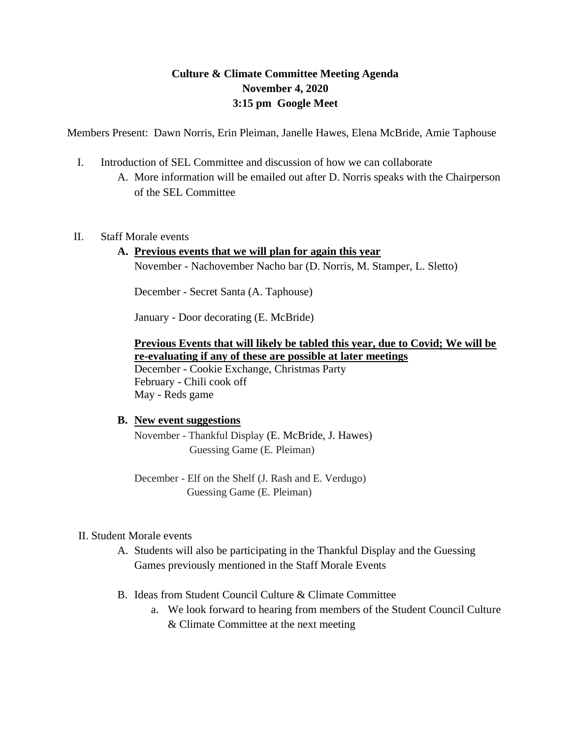# Culture & Climate Committee Meeting Agenda

**November 4, 2020**

**3:15 pm Google Meet**

Members Present: Dawn Norris, Erin Pleiman, Janelle Hawes, Elena McBride, Amie Taphouse

I. Introduction of SEL Committee and discussion of how we can collaborate
   A. More information will be emailed out after D. Norris speaks with the Chairperson of the SEL Committee

II. Staff Morale events
   **A. <u>Previous events that we will plan for again this year</u>**

   November - Nachovember Nacho bar (D. Norris, M. Stamper, L. Sletto)

   December - Secret Santa (A. Taphouse)

   January - Door decorating (E. McBride)

   **<u>Previous Events that will likely be tabled this year, due to Covid; We will be re-evaluating if any of these are possible at later meetings</u>**

   December - Cookie Exchange, Christmas Party
   February - Chili cook off
   May - Reds game

   **B. <u>New event suggestions</u>**

   November - Thankful Display (E. McBride, J. Hawes)
   Guessing Game (E. Pleiman)

   December - Elf on the Shelf (J. Rash and E. Verdugo)
   Guessing Game (E. Pleiman)

II. Student Morale events
   A. Students will also be participating in the Thankful Display and the Guessing Games previously mentioned in the Staff Morale Events
   B. Ideas from Student Council Culture & Climate Committee
      a. We look forward to hearing from members of the Student Council Culture & Climate Committee at the next meeting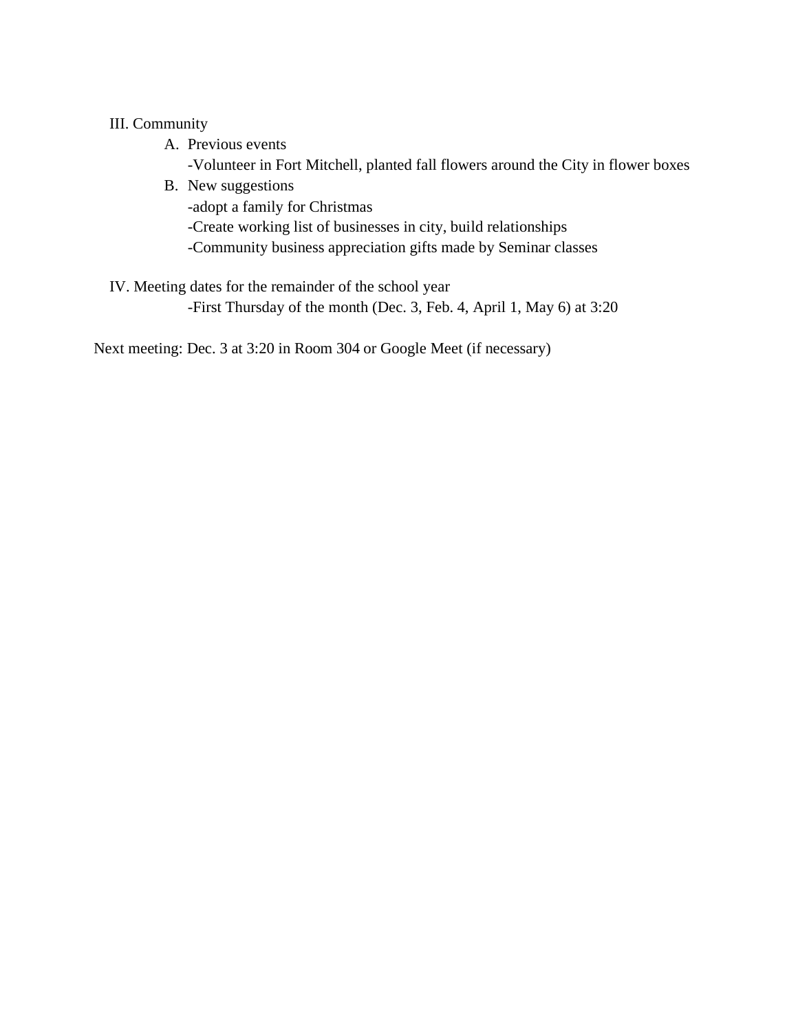III. Community

A. Previous events
   -Volunteer in Fort Mitchell, planted fall flowers around the City in flower boxes

B. New suggestions
   -adopt a family for Christmas
   -Create working list of businesses in city, build relationships
   -Community business appreciation gifts made by Seminar classes

IV. Meeting dates for the remainder of the school year
   -First Thursday of the month (Dec. 3, Feb. 4, April 1, May 6) at 3:20

Next meeting: Dec. 3 at 3:20 in Room 304 or Google Meet (if necessary)